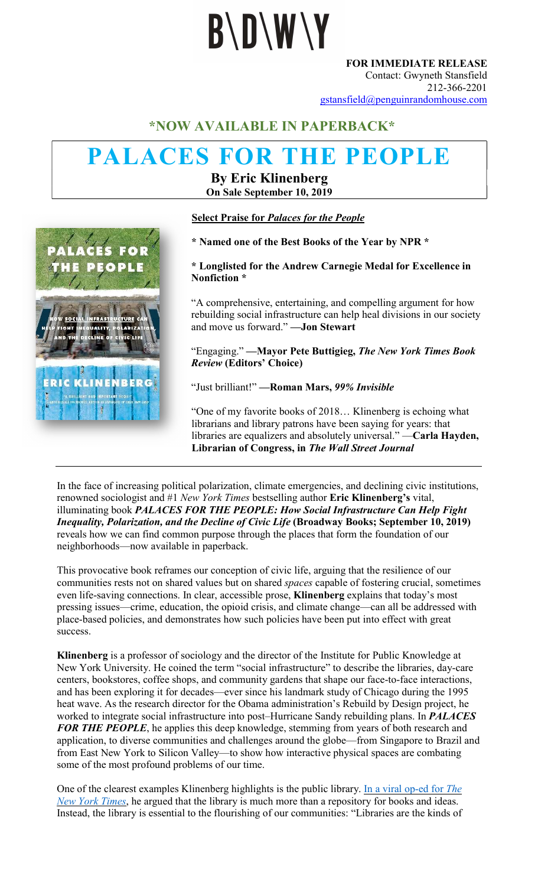# B\D\W\Y

**FOR IMMEDIATE RELEASE**
Contact: Gwyneth Stansfield
212-366-2201
gstansfield@penguinrandomhouse.com

## \*NOW AVAILABLE IN PAPERBACK\*

# PALACES FOR THE PEOPLE

**By Eric Klinenberg**
**On Sale September 10, 2019**

**Select Praise for *Palaces for the People***

**\* Named one of the Best Books of the Year by NPR \***

**\* Longlisted for the Andrew Carnegie Medal for Excellence in Nonfiction \***

"A comprehensive, entertaining, and compelling argument for how rebuilding social infrastructure can help heal divisions in our society and move us forward." **—Jon Stewart**

"Engaging." **—Mayor Pete Buttigieg, *The New York Times Book Review* (Editors' Choice)**

"Just brilliant!" **—Roman Mars, *99% Invisible***

"One of my favorite books of 2018… Klinenberg is echoing what librarians and library patrons have been saying for years: that libraries are equalizers and absolutely universal." —**Carla Hayden, Librarian of Congress, in *The Wall Street Journal***

---

In the face of increasing political polarization, climate emergencies, and declining civic institutions, renowned sociologist and #1 *New York Times* bestselling author **Eric Klinenberg's** vital, illuminating book ***PALACES FOR THE PEOPLE: How Social Infrastructure Can Help Fight Inequality, Polarization, and the Decline of Civic Life* (Broadway Books; September 10, 2019)** reveals how we can find common purpose through the places that form the foundation of our neighborhoods—now available in paperback.

This provocative book reframes our conception of civic life, arguing that the resilience of our communities rests not on shared values but on shared *spaces* capable of fostering crucial, sometimes even life-saving connections. In clear, accessible prose, **Klinenberg** explains that today's most pressing issues—crime, education, the opioid crisis, and climate change—can all be addressed with place-based policies, and demonstrates how such policies have been put into effect with great success.

**Klinenberg** is a professor of sociology and the director of the Institute for Public Knowledge at New York University. He coined the term "social infrastructure" to describe the libraries, day-care centers, bookstores, coffee shops, and community gardens that shape our face-to-face interactions, and has been exploring it for decades—ever since his landmark study of Chicago during the 1995 heat wave. As the research director for the Obama administration's Rebuild by Design project, he worked to integrate social infrastructure into post–Hurricane Sandy rebuilding plans. In ***PALACES FOR THE PEOPLE***, he applies this deep knowledge, stemming from years of both research and application, to diverse communities and challenges around the globe—from Singapore to Brazil and from East New York to Silicon Valley—to show how interactive physical spaces are combating some of the most profound problems of our time.

One of the clearest examples Klinenberg highlights is the public library. In a viral op-ed for *The New York Times*, he argued that the library is much more than a repository for books and ideas. Instead, the library is essential to the flourishing of our communities: "Libraries are the kinds of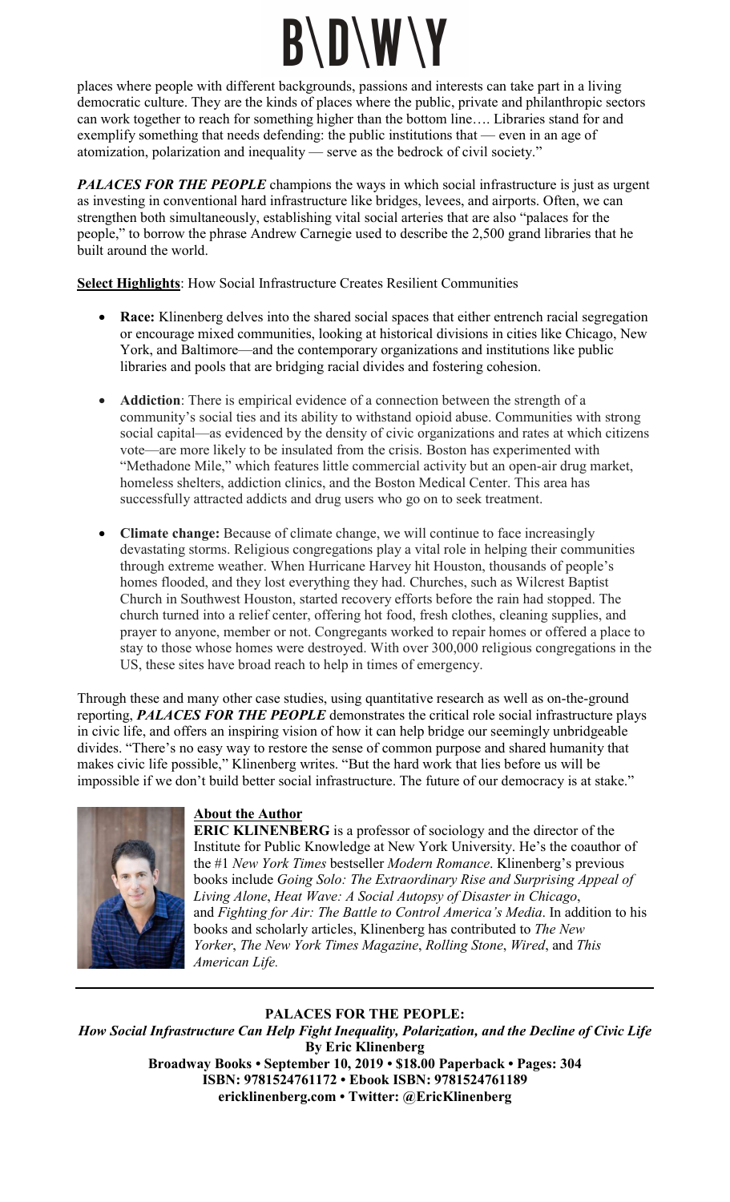places where people with different backgrounds, passions and interests can take part in a living democratic culture. They are the kinds of places where the public, private and philanthropic sectors can work together to reach for something higher than the bottom line…. Libraries stand for and exemplify something that needs defending: the public institutions that — even in an age of atomization, polarization and inequality — serve as the bedrock of civil society."

***PALACES FOR THE PEOPLE*** champions the ways in which social infrastructure is just as urgent as investing in conventional hard infrastructure like bridges, levees, and airports. Often, we can strengthen both simultaneously, establishing vital social arteries that are also "palaces for the people," to borrow the phrase Andrew Carnegie used to describe the 2,500 grand libraries that he built around the world.

**Select Highlights**: How Social Infrastructure Creates Resilient Communities

- **Race:** Klinenberg delves into the shared social spaces that either entrench racial segregation or encourage mixed communities, looking at historical divisions in cities like Chicago, New York, and Baltimore—and the contemporary organizations and institutions like public libraries and pools that are bridging racial divides and fostering cohesion.

- **Addiction**: There is empirical evidence of a connection between the strength of a community's social ties and its ability to withstand opioid abuse. Communities with strong social capital—as evidenced by the density of civic organizations and rates at which citizens vote—are more likely to be insulated from the crisis. Boston has experimented with "Methadone Mile," which features little commercial activity but an open-air drug market, homeless shelters, addiction clinics, and the Boston Medical Center. This area has successfully attracted addicts and drug users who go on to seek treatment.

- **Climate change:** Because of climate change, we will continue to face increasingly devastating storms. Religious congregations play a vital role in helping their communities through extreme weather. When Hurricane Harvey hit Houston, thousands of people's homes flooded, and they lost everything they had. Churches, such as Wilcrest Baptist Church in Southwest Houston, started recovery efforts before the rain had stopped. The church turned into a relief center, offering hot food, fresh clothes, cleaning supplies, and prayer to anyone, member or not. Congregants worked to repair homes or offered a place to stay to those whose homes were destroyed. With over 300,000 religious congregations in the US, these sites have broad reach to help in times of emergency.

Through these and many other case studies, using quantitative research as well as on-the-ground reporting, ***PALACES FOR THE PEOPLE*** demonstrates the critical role social infrastructure plays in civic life, and offers an inspiring vision of how it can help bridge our seemingly unbridgeable divides. "There's no easy way to restore the sense of common purpose and shared humanity that makes civic life possible," Klinenberg writes. "But the hard work that lies before us will be impossible if we don't build better social infrastructure. The future of our democracy is at stake."

**About the Author**

**ERIC KLINENBERG** is a professor of sociology and the director of the Institute for Public Knowledge at New York University. He's the coauthor of the #1 *New York Times* bestseller *Modern Romance*. Klinenberg's previous books include *Going Solo: The Extraordinary Rise and Surprising Appeal of Living Alone*, *Heat Wave: A Social Autopsy of Disaster in Chicago*, and *Fighting for Air: The Battle to Control America's Media*. In addition to his books and scholarly articles, Klinenberg has contributed to *The New Yorker*, *The New York Times Magazine*, *Rolling Stone*, *Wired*, and *This American Life.*

---

**PALACES FOR THE PEOPLE:**
***How Social Infrastructure Can Help Fight Inequality, Polarization, and the Decline of Civic Life***
**By Eric Klinenberg**
**Broadway Books • September 10, 2019 • $18.00 Paperback • Pages: 304**
**ISBN: 9781524761172 • Ebook ISBN: 9781524761189**
**ericklinenberg.com • Twitter: @EricKlinenberg**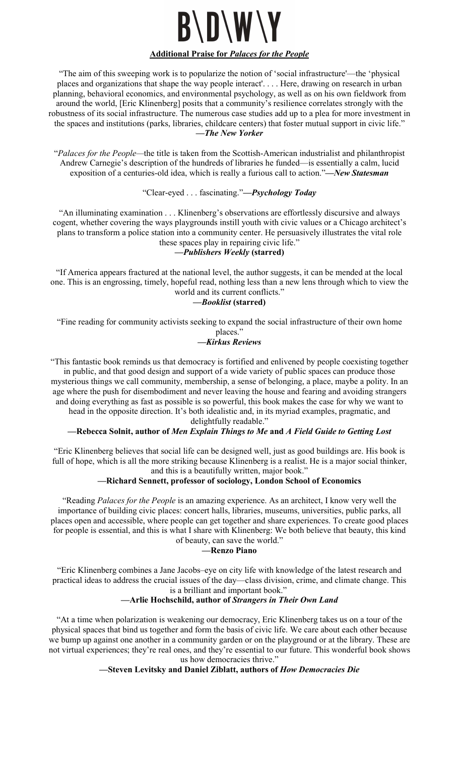B\D\W\Y

**Additional Praise for *Palaces for the People***

"The aim of this sweeping work is to popularize the notion of 'social infrastructure'—the 'physical places and organizations that shape the way people interact'. . . . Here, drawing on research in urban planning, behavioral economics, and environmental psychology, as well as on his own fieldwork from around the world, [Eric Klinenberg] posits that a community's resilience correlates strongly with the robustness of its social infrastructure. The numerous case studies add up to a plea for more investment in the spaces and institutions (parks, libraries, childcare centers) that foster mutual support in civic life."
**—*The New Yorker***

"*Palaces for the People*—the title is taken from the Scottish-American industrialist and philanthropist Andrew Carnegie's description of the hundreds of libraries he funded—is essentially a calm, lucid exposition of a centuries-old idea, which is really a furious call to action."**—*New Statesman***

"Clear-eyed . . . fascinating."**—*Psychology Today***

"An illuminating examination . . . Klinenberg's observations are effortlessly discursive and always cogent, whether covering the ways playgrounds instill youth with civic values or a Chicago architect's plans to transform a police station into a community center. He persuasively illustrates the vital role these spaces play in repairing civic life."
**—*Publishers Weekly* (starred)**

"If America appears fractured at the national level, the author suggests, it can be mended at the local one. This is an engrossing, timely, hopeful read, nothing less than a new lens through which to view the world and its current conflicts."
**—*Booklist* (starred)**

"Fine reading for community activists seeking to expand the social infrastructure of their own home places."
**—*Kirkus Reviews***

"This fantastic book reminds us that democracy is fortified and enlivened by people coexisting together in public, and that good design and support of a wide variety of public spaces can produce those mysterious things we call community, membership, a sense of belonging, a place, maybe a polity. In an age where the push for disembodiment and never leaving the house and fearing and avoiding strangers and doing everything as fast as possible is so powerful, this book makes the case for why we want to head in the opposite direction. It's both idealistic and, in its myriad examples, pragmatic, and delightfully readable."
**—Rebecca Solnit, author of *Men Explain Things to Me* and *A Field Guide to Getting Lost***

"Eric Klinenberg believes that social life can be designed well, just as good buildings are. His book is full of hope, which is all the more striking because Klinenberg is a realist. He is a major social thinker, and this is a beautifully written, major book."
**—Richard Sennett, professor of sociology, London School of Economics**

"Reading *Palaces for the People* is an amazing experience. As an architect, I know very well the importance of building civic places: concert halls, libraries, museums, universities, public parks, all places open and accessible, where people can get together and share experiences. To create good places for people is essential, and this is what I share with Klinenberg: We both believe that beauty, this kind of beauty, can save the world."
**—Renzo Piano**

"Eric Klinenberg combines a Jane Jacobs–eye on city life with knowledge of the latest research and practical ideas to address the crucial issues of the day—class division, crime, and climate change. This is a brilliant and important book."
**—Arlie Hochschild, author of *Strangers in Their Own Land***

"At a time when polarization is weakening our democracy, Eric Klinenberg takes us on a tour of the physical spaces that bind us together and form the basis of civic life. We care about each other because we bump up against one another in a community garden or on the playground or at the library. These are not virtual experiences; they're real ones, and they're essential to our future. This wonderful book shows us how democracies thrive."
**—Steven Levitsky and Daniel Ziblatt, authors of *How Democracies Die***